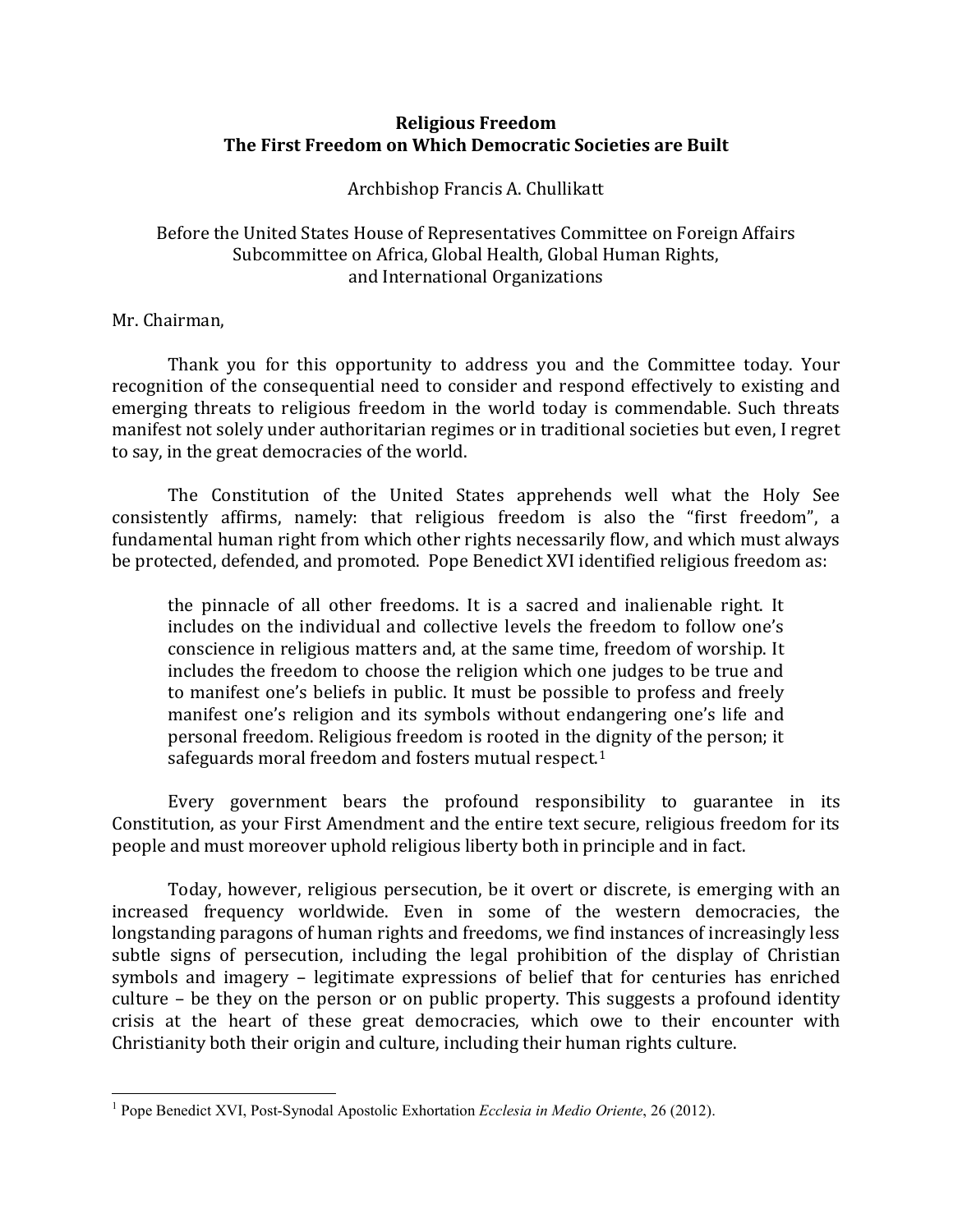# Religious Freedom
## The First Freedom on Which Democratic Societies are Built

Archbishop Francis A. Chullikatt

Before the United States House of Representatives Committee on Foreign Affairs
Subcommittee on Africa, Global Health, Global Human Rights,
and International Organizations

Mr. Chairman,

Thank you for this opportunity to address you and the Committee today. Your recognition of the consequential need to consider and respond effectively to existing and emerging threats to religious freedom in the world today is commendable. Such threats manifest not solely under authoritarian regimes or in traditional societies but even, I regret to say, in the great democracies of the world.

The Constitution of the United States apprehends well what the Holy See consistently affirms, namely: that religious freedom is also the "first freedom", a fundamental human right from which other rights necessarily flow, and which must always be protected, defended, and promoted. Pope Benedict XVI identified religious freedom as:

> the pinnacle of all other freedoms. It is a sacred and inalienable right. It includes on the individual and collective levels the freedom to follow one's conscience in religious matters and, at the same time, freedom of worship. It includes the freedom to choose the religion which one judges to be true and to manifest one's beliefs in public. It must be possible to profess and freely manifest one's religion and its symbols without endangering one's life and personal freedom. Religious freedom is rooted in the dignity of the person; it safeguards moral freedom and fosters mutual respect.[1]

Every government bears the profound responsibility to guarantee in its Constitution, as your First Amendment and the entire text secure, religious freedom for its people and must moreover uphold religious liberty both in principle and in fact.

Today, however, religious persecution, be it overt or discrete, is emerging with an increased frequency worldwide. Even in some of the western democracies, the longstanding paragons of human rights and freedoms, we find instances of increasingly less subtle signs of persecution, including the legal prohibition of the display of Christian symbols and imagery – legitimate expressions of belief that for centuries has enriched culture – be they on the person or on public property. This suggests a profound identity crisis at the heart of these great democracies, which owe to their encounter with Christianity both their origin and culture, including their human rights culture.

---

[1] Pope Benedict XVI, Post-Synodal Apostolic Exhortation *Ecclesia in Medio Oriente*, 26 (2012).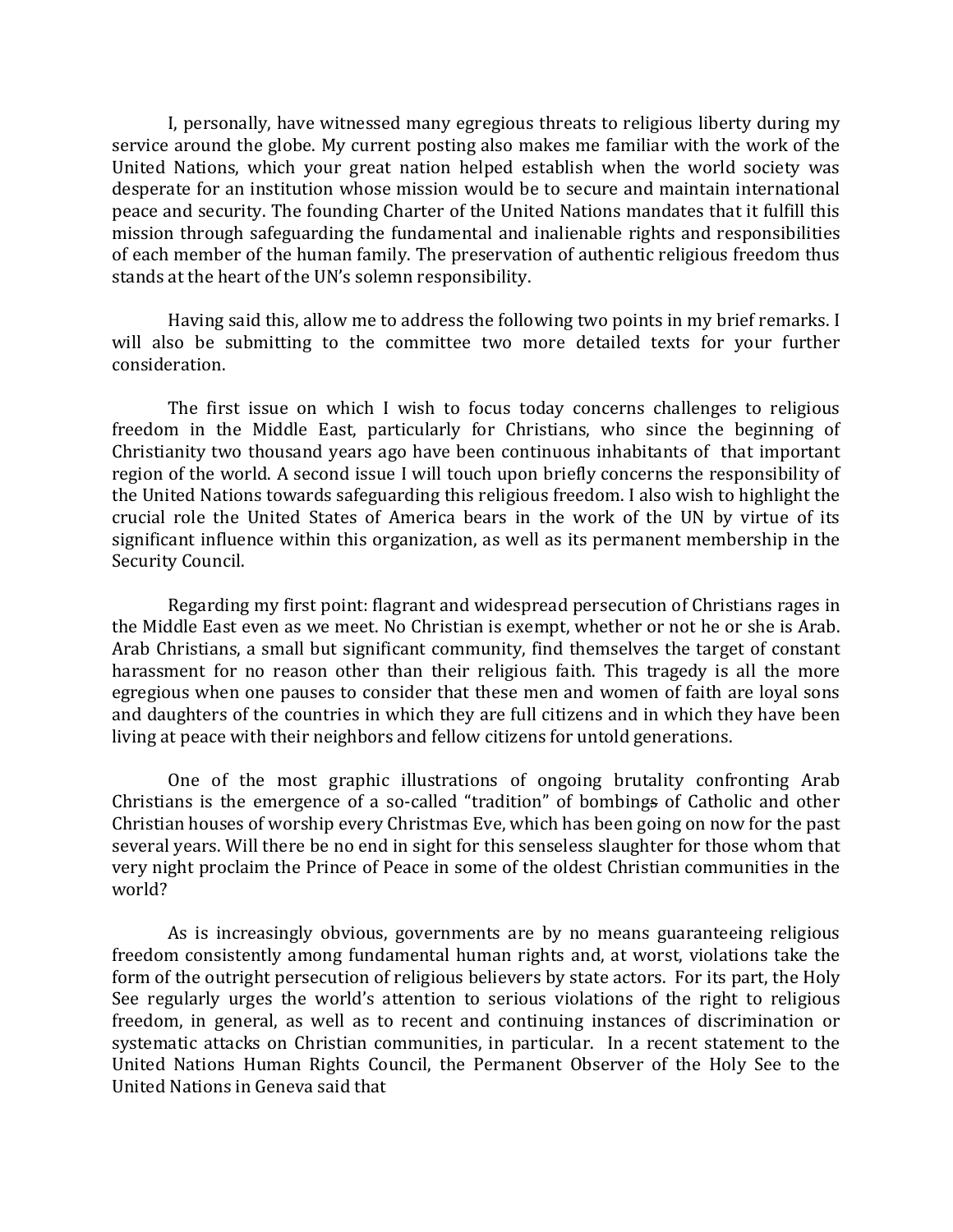I, personally, have witnessed many egregious threats to religious liberty during my service around the globe. My current posting also makes me familiar with the work of the United Nations, which your great nation helped establish when the world society was desperate for an institution whose mission would be to secure and maintain international peace and security. The founding Charter of the United Nations mandates that it fulfill this mission through safeguarding the fundamental and inalienable rights and responsibilities of each member of the human family. The preservation of authentic religious freedom thus stands at the heart of the UN's solemn responsibility.

Having said this, allow me to address the following two points in my brief remarks. I will also be submitting to the committee two more detailed texts for your further consideration.

The first issue on which I wish to focus today concerns challenges to religious freedom in the Middle East, particularly for Christians, who since the beginning of Christianity two thousand years ago have been continuous inhabitants of that important region of the world. A second issue I will touch upon briefly concerns the responsibility of the United Nations towards safeguarding this religious freedom. I also wish to highlight the crucial role the United States of America bears in the work of the UN by virtue of its significant influence within this organization, as well as its permanent membership in the Security Council.

Regarding my first point: flagrant and widespread persecution of Christians rages in the Middle East even as we meet. No Christian is exempt, whether or not he or she is Arab. Arab Christians, a small but significant community, find themselves the target of constant harassment for no reason other than their religious faith. This tragedy is all the more egregious when one pauses to consider that these men and women of faith are loyal sons and daughters of the countries in which they are full citizens and in which they have been living at peace with their neighbors and fellow citizens for untold generations.

One of the most graphic illustrations of ongoing brutality confronting Arab Christians is the emergence of a so-called "tradition" of bombings of Catholic and other Christian houses of worship every Christmas Eve, which has been going on now for the past several years. Will there be no end in sight for this senseless slaughter for those whom that very night proclaim the Prince of Peace in some of the oldest Christian communities in the world?

As is increasingly obvious, governments are by no means guaranteeing religious freedom consistently among fundamental human rights and, at worst, violations take the form of the outright persecution of religious believers by state actors. For its part, the Holy See regularly urges the world's attention to serious violations of the right to religious freedom, in general, as well as to recent and continuing instances of discrimination or systematic attacks on Christian communities, in particular. In a recent statement to the United Nations Human Rights Council, the Permanent Observer of the Holy See to the United Nations in Geneva said that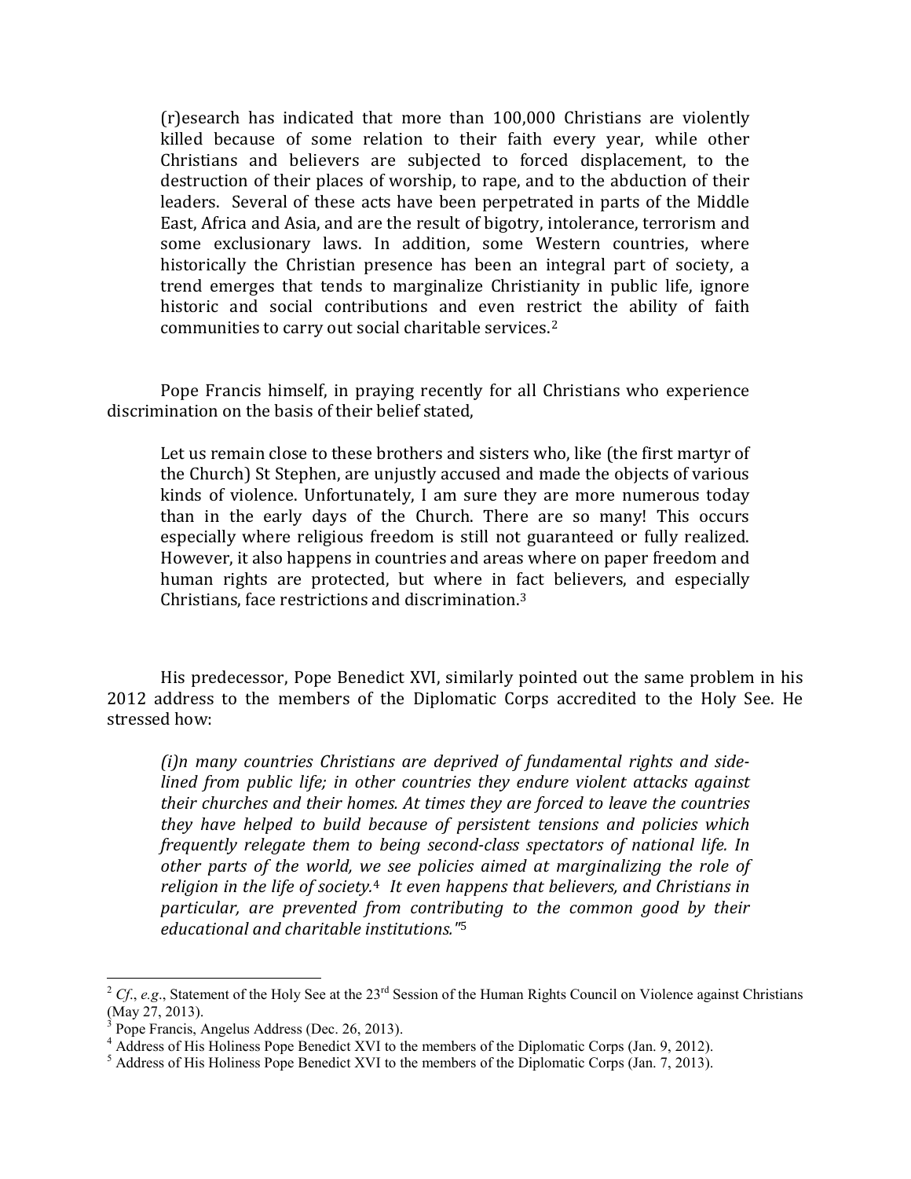> (r)esearch has indicated that more than 100,000 Christians are violently killed because of some relation to their faith every year, while other Christians and believers are subjected to forced displacement, to the destruction of their places of worship, to rape, and to the abduction of their leaders. Several of these acts have been perpetrated in parts of the Middle East, Africa and Asia, and are the result of bigotry, intolerance, terrorism and some exclusionary laws. In addition, some Western countries, where historically the Christian presence has been an integral part of society, a trend emerges that tends to marginalize Christianity in public life, ignore historic and social contributions and even restrict the ability of faith communities to carry out social charitable services.[2]

Pope Francis himself, in praying recently for all Christians who experience discrimination on the basis of their belief stated,

> Let us remain close to these brothers and sisters who, like (the first martyr of the Church) St Stephen, are unjustly accused and made the objects of various kinds of violence. Unfortunately, I am sure they are more numerous today than in the early days of the Church. There are so many! This occurs especially where religious freedom is still not guaranteed or fully realized. However, it also happens in countries and areas where on paper freedom and human rights are protected, but where in fact believers, and especially Christians, face restrictions and discrimination.[3]

His predecessor, Pope Benedict XVI, similarly pointed out the same problem in his 2012 address to the members of the Diplomatic Corps accredited to the Holy See. He stressed how:

> *(i)n many countries Christians are deprived of fundamental rights and side-lined from public life; in other countries they endure violent attacks against their churches and their homes. At times they are forced to leave the countries they have helped to build because of persistent tensions and policies which frequently relegate them to being second-class spectators of national life. In other parts of the world, we see policies aimed at marginalizing the role of religion in the life of society.*[4] *It even happens that believers, and Christians in particular, are prevented from contributing to the common good by their educational and charitable institutions."*[5]

---

[2] *Cf.*, *e.g.*, Statement of the Holy See at the 23rd Session of the Human Rights Council on Violence against Christians (May 27, 2013).

[3] Pope Francis, Angelus Address (Dec. 26, 2013).

[4] Address of His Holiness Pope Benedict XVI to the members of the Diplomatic Corps (Jan. 9, 2012).

[5] Address of His Holiness Pope Benedict XVI to the members of the Diplomatic Corps (Jan. 7, 2013).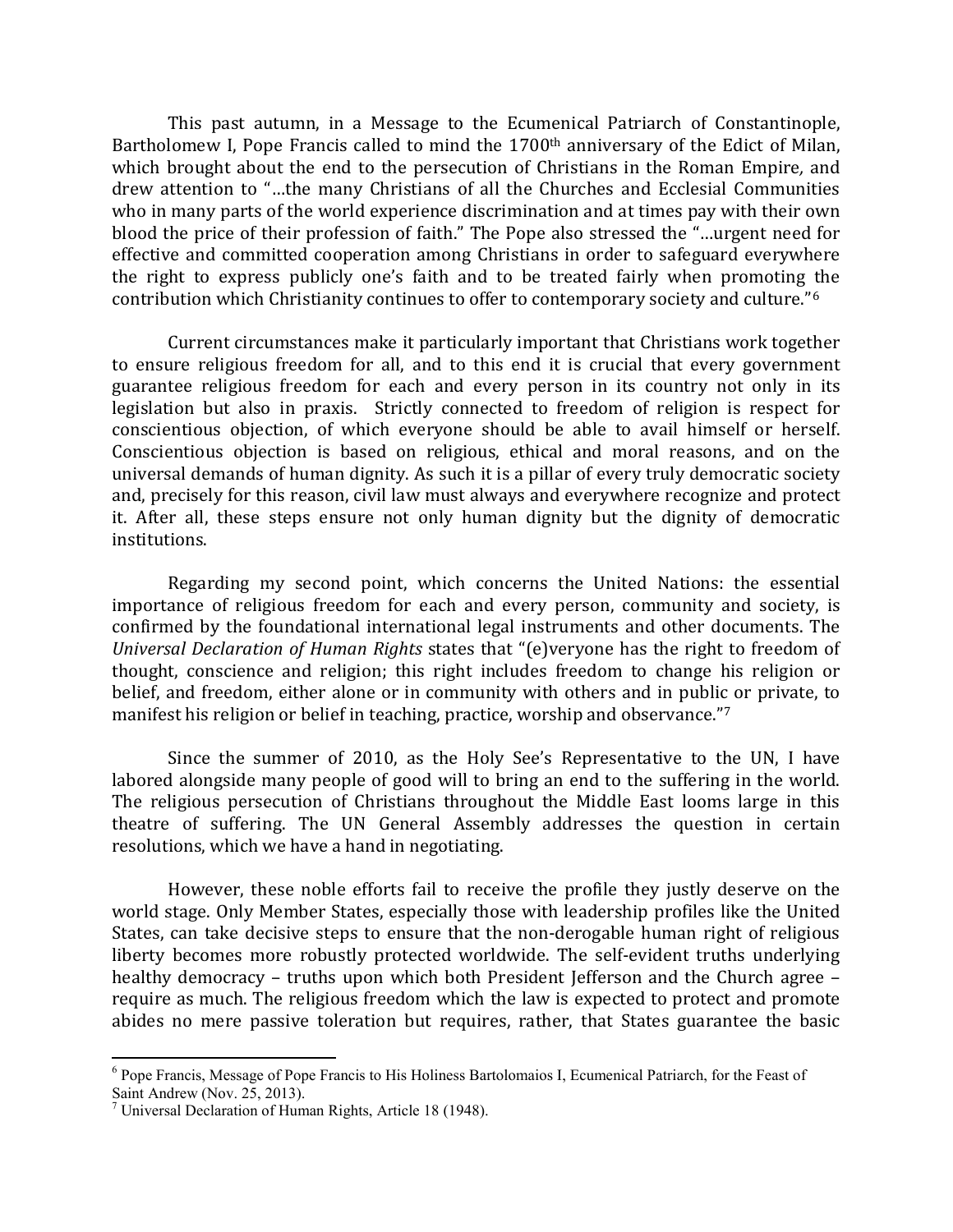This past autumn, in a Message to the Ecumenical Patriarch of Constantinople, Bartholomew I, Pope Francis called to mind the 1700th anniversary of the Edict of Milan, which brought about the end to the persecution of Christians in the Roman Empire, and drew attention to "…the many Christians of all the Churches and Ecclesial Communities who in many parts of the world experience discrimination and at times pay with their own blood the price of their profession of faith." The Pope also stressed the "…urgent need for effective and committed cooperation among Christians in order to safeguard everywhere the right to express publicly one's faith and to be treated fairly when promoting the contribution which Christianity continues to offer to contemporary society and culture."[6]

Current circumstances make it particularly important that Christians work together to ensure religious freedom for all, and to this end it is crucial that every government guarantee religious freedom for each and every person in its country not only in its legislation but also in praxis. Strictly connected to freedom of religion is respect for conscientious objection, of which everyone should be able to avail himself or herself. Conscientious objection is based on religious, ethical and moral reasons, and on the universal demands of human dignity. As such it is a pillar of every truly democratic society and, precisely for this reason, civil law must always and everywhere recognize and protect it. After all, these steps ensure not only human dignity but the dignity of democratic institutions.

Regarding my second point, which concerns the United Nations: the essential importance of religious freedom for each and every person, community and society, is confirmed by the foundational international legal instruments and other documents. The *Universal Declaration of Human Rights* states that "(e)veryone has the right to freedom of thought, conscience and religion; this right includes freedom to change his religion or belief, and freedom, either alone or in community with others and in public or private, to manifest his religion or belief in teaching, practice, worship and observance."[7]

Since the summer of 2010, as the Holy See's Representative to the UN, I have labored alongside many people of good will to bring an end to the suffering in the world. The religious persecution of Christians throughout the Middle East looms large in this theatre of suffering. The UN General Assembly addresses the question in certain resolutions, which we have a hand in negotiating.

However, these noble efforts fail to receive the profile they justly deserve on the world stage. Only Member States, especially those with leadership profiles like the United States, can take decisive steps to ensure that the non-derogable human right of religious liberty becomes more robustly protected worldwide. The self-evident truths underlying healthy democracy – truths upon which both President Jefferson and the Church agree – require as much. The religious freedom which the law is expected to protect and promote abides no mere passive toleration but requires, rather, that States guarantee the basic

---

[6] Pope Francis, Message of Pope Francis to His Holiness Bartolomaios I, Ecumenical Patriarch, for the Feast of Saint Andrew (Nov. 25, 2013).

[7] Universal Declaration of Human Rights, Article 18 (1948).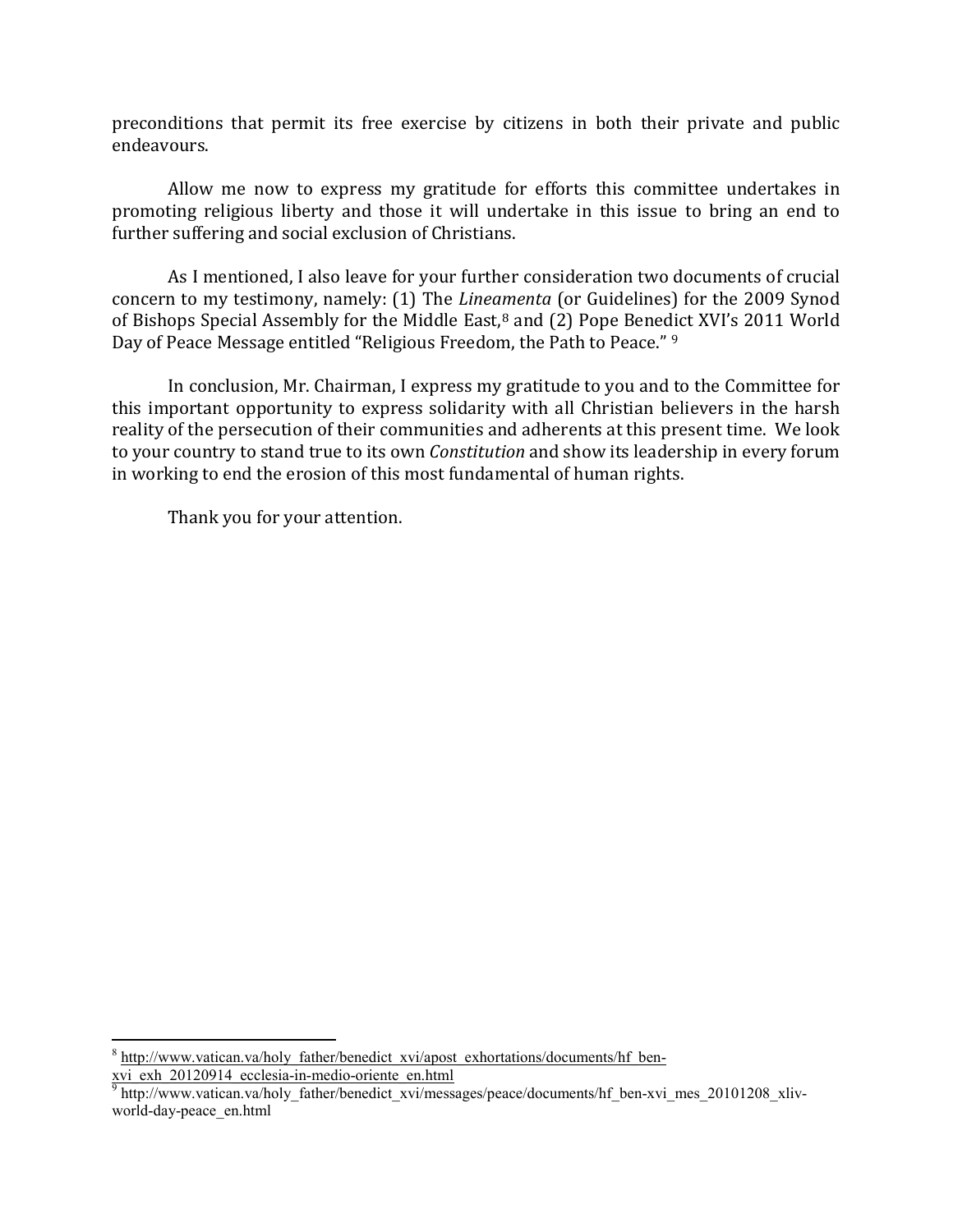preconditions that permit its free exercise by citizens in both their private and public endeavours.

Allow me now to express my gratitude for efforts this committee undertakes in promoting religious liberty and those it will undertake in this issue to bring an end to further suffering and social exclusion of Christians.

As I mentioned, I also leave for your further consideration two documents of crucial concern to my testimony, namely: (1) The *Lineamenta* (or Guidelines) for the 2009 Synod of Bishops Special Assembly for the Middle East,[8] and (2) Pope Benedict XVI's 2011 World Day of Peace Message entitled "Religious Freedom, the Path to Peace." [9]

In conclusion, Mr. Chairman, I express my gratitude to you and to the Committee for this important opportunity to express solidarity with all Christian believers in the harsh reality of the persecution of their communities and adherents at this present time. We look to your country to stand true to its own *Constitution* and show its leadership in every forum in working to end the erosion of this most fundamental of human rights.

Thank you for your attention.

---

[8] http://www.vatican.va/holy_father/benedict_xvi/apost_exhortations/documents/hf_ben-xvi_exh_20120914_ecclesia-in-medio-oriente_en.html

[9] http://www.vatican.va/holy_father/benedict_xvi/messages/peace/documents/hf_ben-xvi_mes_20101208_xliv-world-day-peace_en.html